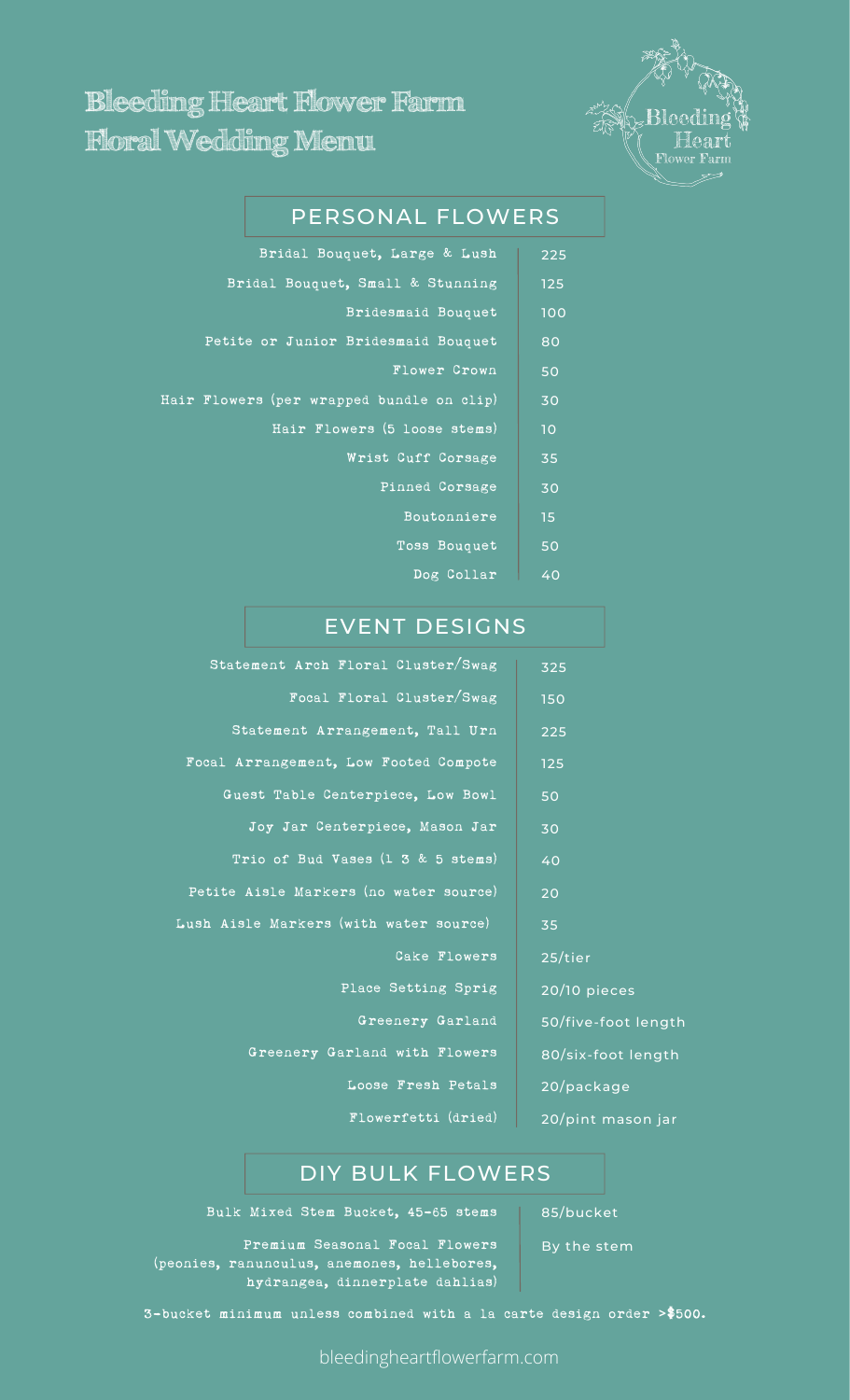# Bleeding Heart Flower Farm Floral Wedding Menu

Bleeding Heart Flower Farm

## PERSONAL FLOWERS

| Item | Price |
|---|---|
| Bridal Bouquet, Large & Lush | 225 |
| Bridal Bouquet, Small & Stunning | 125 |
| Bridesmaid Bouquet | 100 |
| Petite or Junior Bridesmaid Bouquet | 80 |
| Flower Crown | 50 |
| Hair Flowers (per wrapped bundle on clip) | 30 |
| Hair Flowers (5 loose stems) | 10 |
| Wrist Cuff Corsage | 35 |
| Pinned Corsage | 30 |
| Boutonniere | 15 |
| Toss Bouquet | 50 |
| Dog Collar | 40 |

## EVENT DESIGNS

| Item | Price |
|---|---|
| Statement Arch Floral Cluster/Swag | 325 |
| Focal Floral Cluster/Swag | 150 |
| Statement Arrangement, Tall Urn | 225 |
| Focal Arrangement, Low Footed Compote | 125 |
| Guest Table Centerpiece, Low Bowl | 50 |
| Joy Jar Centerpiece, Mason Jar | 30 |
| Trio of Bud Vases (1 3 & 5 stems) | 40 |
| Petite Aisle Markers (no water source) | 20 |
| Lush Aisle Markers (with water source) | 35 |
| Cake Flowers | 25/tier |
| Place Setting Sprig | 20/10 pieces |
| Greenery Garland | 50/five-foot length |
| Greenery Garland with Flowers | 80/six-foot length |
| Loose Fresh Petals | 20/package |
| Flowerfetti (dried) | 20/pint mason jar |

## DIY BULK FLOWERS

| Item | Price |
|---|---|
| Bulk Mixed Stem Bucket, 45-65 stems | 85/bucket |
| Premium Seasonal Focal Flowers (peonies, ranunculus, anemones, hellebores, hydrangea, dinnerplate dahlias) | By the stem |

3-bucket minimum unless combined with a la carte design order >$500.

bleedingheartflowerfarm.com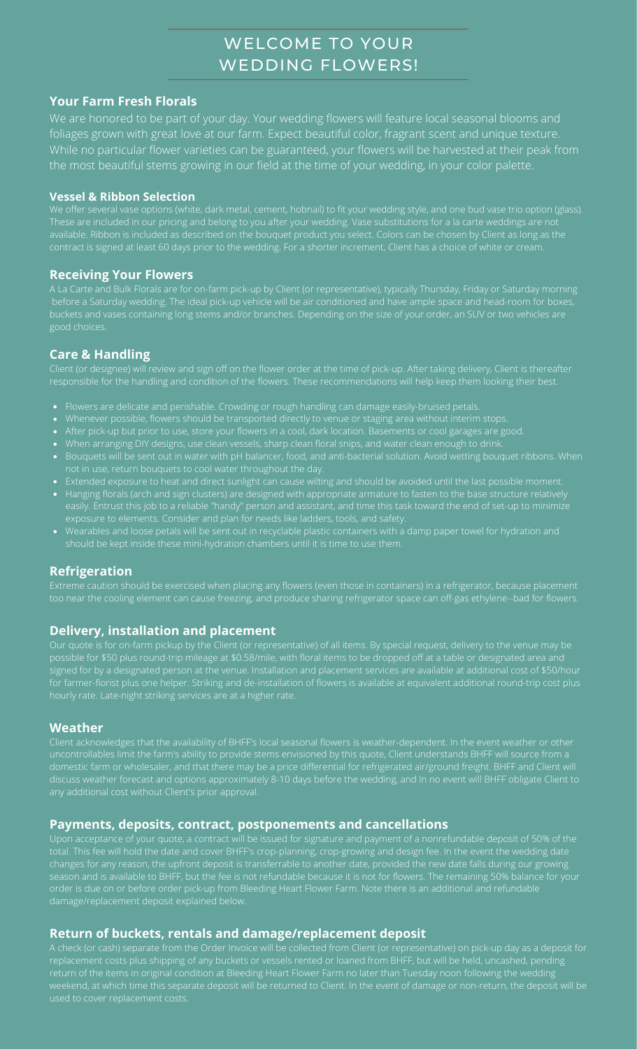# WELCOME TO YOUR WEDDING FLOWERS!

## Your Farm Fresh Florals

We are honored to be part of your day. Your wedding flowers will feature local seasonal blooms and foliages grown with great love at our farm. Expect beautiful color, fragrant scent and unique texture. While no particular flower varieties can be guaranteed, your flowers will be harvested at their peak from the most beautiful stems growing in our field at the time of your wedding, in your color palette.

### Vessel & Ribbon Selection

We offer several vase options (white, dark metal, cement, hobnail) to fit your wedding style, and one bud vase trio option (glass). These are included in our pricing and belong to you after your wedding. Vase substitutions for a la carte weddings are not available. Ribbon is included as described on the bouquet product you select. Colors can be chosen by Client as long as the contract is signed at least 60 days prior to the wedding. For a shorter increment, Client has a choice of white or cream.

## Receiving Your Flowers

A La Carte and Bulk Florals are for on-farm pick-up by Client (or representative), typically Thursday, Friday or Saturday morning before a Saturday wedding. The ideal pick-up vehicle will be air conditioned and have ample space and head-room for boxes, buckets and vases containing long stems and/or branches. Depending on the size of your order, an SUV or two vehicles are good choices.

## Care & Handling

Client (or designee) will review and sign off on the flower order at the time of pick-up. After taking delivery, Client is thereafter responsible for the handling and condition of the flowers. These recommendations will help keep them looking their best.

- Flowers are delicate and perishable. Crowding or rough handling can damage easily-bruised petals.
- Whenever possible, flowers should be transported directly to venue or staging area without interim stops.
- After pick-up but prior to use, store your flowers in a cool, dark location. Basements or cool garages are good.
- When arranging DIY designs, use clean vessels, sharp clean floral snips, and water clean enough to drink.
- Bouquets will be sent out in water with pH balancer, food, and anti-bacterial solution. Avoid wetting bouquet ribbons. When not in use, return bouquets to cool water throughout the day.
- Extended exposure to heat and direct sunlight can cause wilting and should be avoided until the last possible moment.
- Hanging florals (arch and sign clusters) are designed with appropriate armature to fasten to the base structure relatively easily. Entrust this job to a reliable "handy" person and assistant, and time this task toward the end of set-up to minimize exposure to elements. Consider and plan for needs like ladders, tools, and safety.
- Wearables and loose petals will be sent out in recyclable plastic containers with a damp paper towel for hydration and should be kept inside these mini-hydration chambers until it is time to use them.

## Refrigeration

Extreme caution should be exercised when placing any flowers (even those in containers) in a refrigerator, because placement too near the cooling element can cause freezing, and produce sharing refrigerator space can off-gas ethylene--bad for flowers.

## Delivery, installation and placement

Our quote is for on-farm pickup by the Client (or representative) of all items. By special request, delivery to the venue may be possible for $50 plus round-trip mileage at $0.58/mile, with floral items to be dropped off at a table or designated area and signed for by a designated person at the venue. Installation and placement services are available at additional cost of $50/hour for farmer-florist plus one helper. Striking and de-installation of flowers is available at equivalent additional round-trip cost plus hourly rate. Late-night striking services are at a higher rate.

## Weather

Client acknowledges that the availability of BHFF's local seasonal flowers is weather-dependent. In the event weather or other uncontrollables limit the farm's ability to provide stems envisioned by this quote, Client understands BHFF will source from a domestic farm or wholesaler, and that there may be a price differential for refrigerated air/ground freight. BHFF and Client will discuss weather forecast and options approximately 8-10 days before the wedding, and In no event will BHFF obligate Client to any additional cost without Client's prior approval.

## Payments, deposits, contract, postponements and cancellations

Upon acceptance of your quote, a contract will be issued for signature and payment of a nonrefundable deposit of 50% of the total. This fee will hold the date and cover BHFF's crop-planning, crop-growing and design fee. In the event the wedding date changes for any reason, the upfront deposit is transferrable to another date, provided the new date falls during our growing season and is available to BHFF, but the fee is not refundable because it is not for flowers. The remaining 50% balance for your order is due on or before order pick-up from Bleeding Heart Flower Farm. Note there is an additional and refundable damage/replacement deposit explained below.

## Return of buckets, rentals and damage/replacement deposit

A check (or cash) separate from the Order Invoice will be collected from Client (or representative) on pick-up day as a deposit for replacement costs plus shipping of any buckets or vessels rented or loaned from BHFF, but will be held, uncashed, pending return of the items in original condition at Bleeding Heart Flower Farm no later than Tuesday noon following the wedding weekend, at which time this separate deposit will be returned to Client. In the event of damage or non-return, the deposit will be used to cover replacement costs.